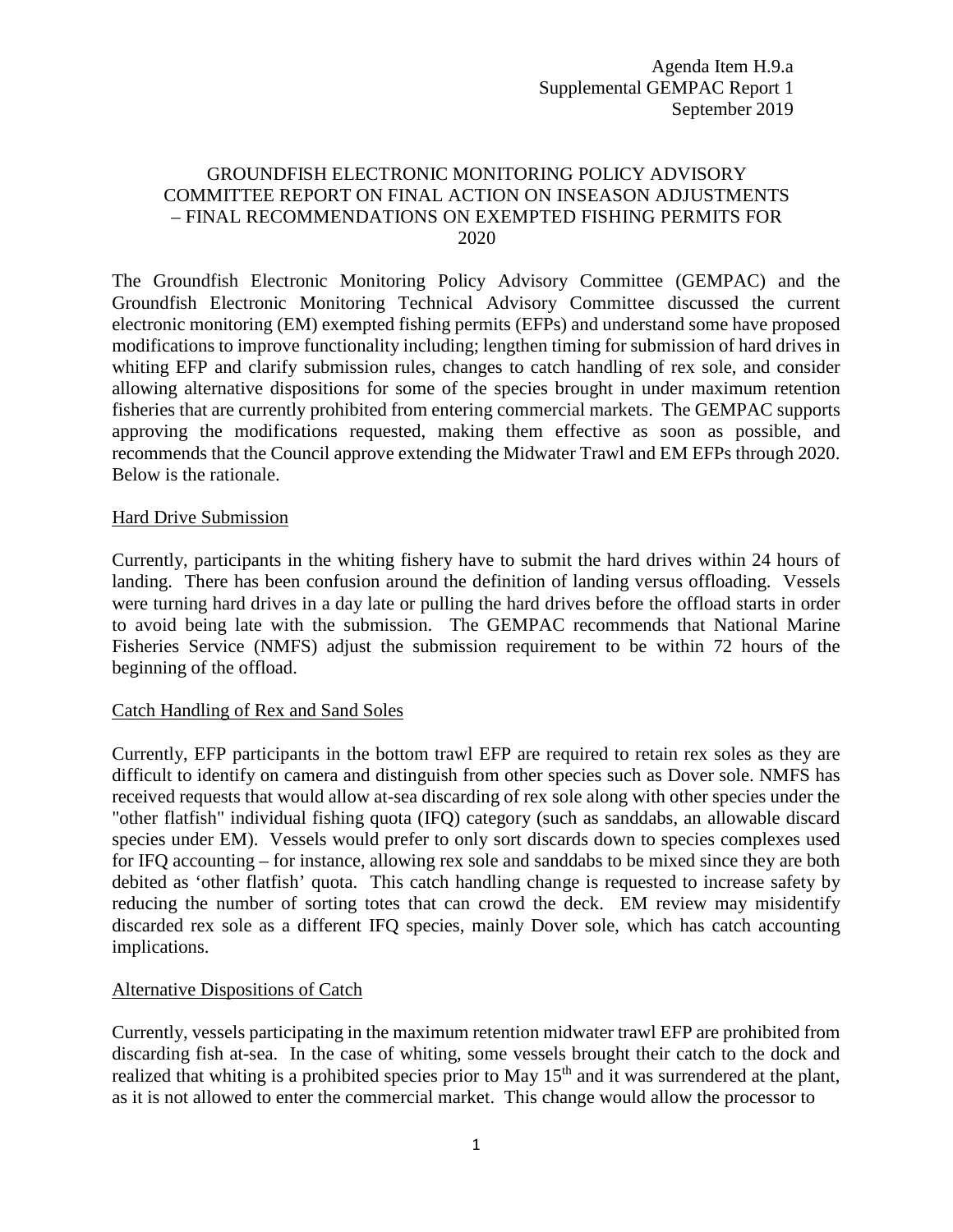Agenda Item H.9.a
Supplemental GEMPAC Report 1
September 2019

# GROUNDFISH ELECTRONIC MONITORING POLICY ADVISORY COMMITTEE REPORT ON FINAL ACTION ON INSEASON ADJUSTMENTS – FINAL RECOMMENDATIONS ON EXEMPTED FISHING PERMITS FOR 2020

The Groundfish Electronic Monitoring Policy Advisory Committee (GEMPAC) and the Groundfish Electronic Monitoring Technical Advisory Committee discussed the current electronic monitoring (EM) exempted fishing permits (EFPs) and understand some have proposed modifications to improve functionality including; lengthen timing for submission of hard drives in whiting EFP and clarify submission rules, changes to catch handling of rex sole, and consider allowing alternative dispositions for some of the species brought in under maximum retention fisheries that are currently prohibited from entering commercial markets. The GEMPAC supports approving the modifications requested, making them effective as soon as possible, and recommends that the Council approve extending the Midwater Trawl and EM EFPs through 2020. Below is the rationale.

## Hard Drive Submission

Currently, participants in the whiting fishery have to submit the hard drives within 24 hours of landing. There has been confusion around the definition of landing versus offloading. Vessels were turning hard drives in a day late or pulling the hard drives before the offload starts in order to avoid being late with the submission. The GEMPAC recommends that National Marine Fisheries Service (NMFS) adjust the submission requirement to be within 72 hours of the beginning of the offload.

## Catch Handling of Rex and Sand Soles

Currently, EFP participants in the bottom trawl EFP are required to retain rex soles as they are difficult to identify on camera and distinguish from other species such as Dover sole. NMFS has received requests that would allow at-sea discarding of rex sole along with other species under the "other flatfish" individual fishing quota (IFQ) category (such as sanddabs, an allowable discard species under EM). Vessels would prefer to only sort discards down to species complexes used for IFQ accounting – for instance, allowing rex sole and sanddabs to be mixed since they are both debited as 'other flatfish' quota. This catch handling change is requested to increase safety by reducing the number of sorting totes that can crowd the deck. EM review may misidentify discarded rex sole as a different IFQ species, mainly Dover sole, which has catch accounting implications.

## Alternative Dispositions of Catch

Currently, vessels participating in the maximum retention midwater trawl EFP are prohibited from discarding fish at-sea. In the case of whiting, some vessels brought their catch to the dock and realized that whiting is a prohibited species prior to May 15th and it was surrendered at the plant, as it is not allowed to enter the commercial market. This change would allow the processor to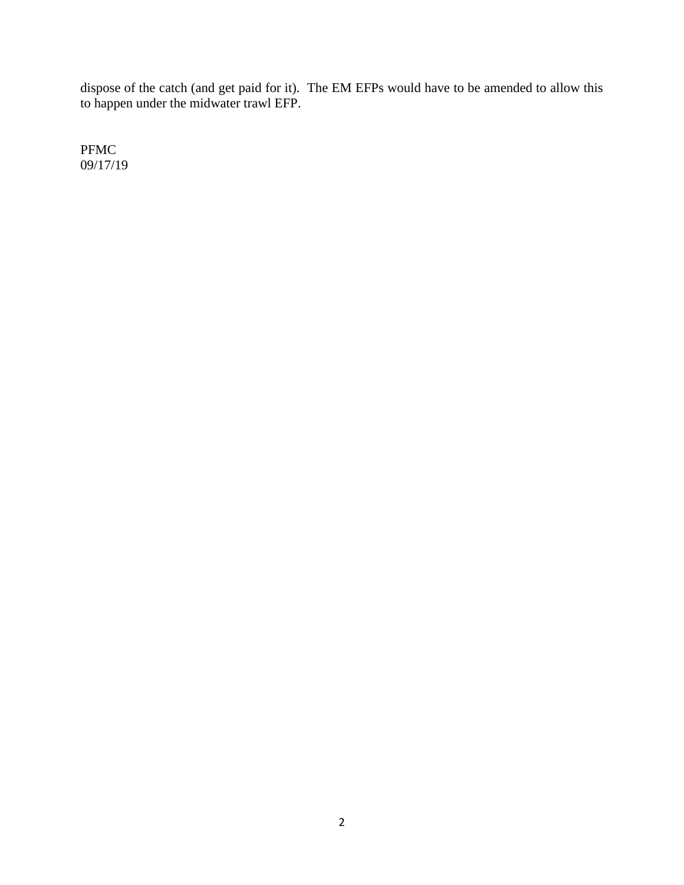dispose of the catch (and get paid for it). The EM EFPs would have to be amended to allow this to happen under the midwater trawl EFP.

PFMC
09/17/19